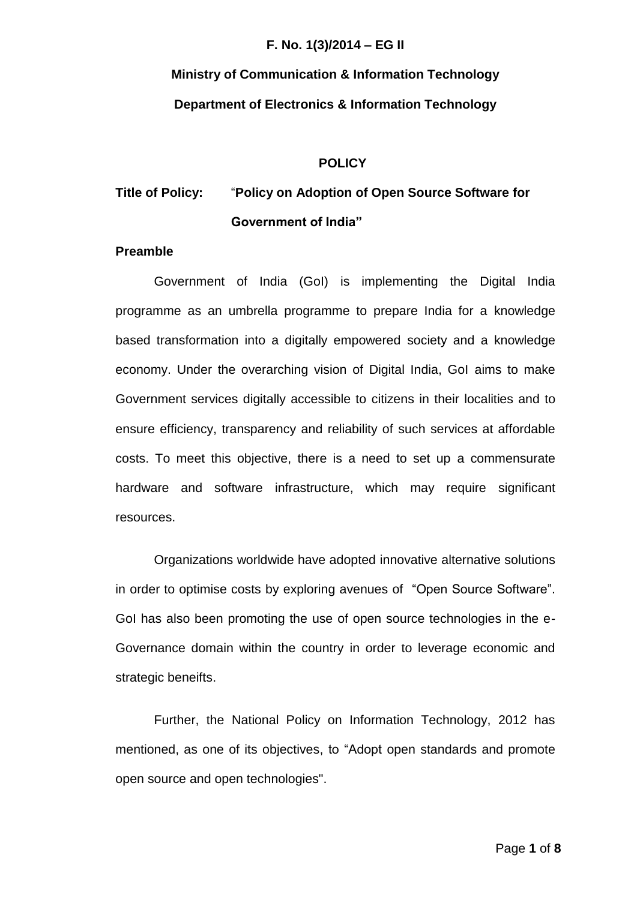**F. No. 1(3)/2014 – EG II**

**Ministry of Communication & Information Technology**

**Department of Electronics & Information Technology**

# POLICY

**Title of Policy:** "**Policy on Adoption of Open Source Software for Government of India"**

## Preamble

Government of India (GoI) is implementing the Digital India programme as an umbrella programme to prepare India for a knowledge based transformation into a digitally empowered society and a knowledge economy. Under the overarching vision of Digital India, GoI aims to make Government services digitally accessible to citizens in their localities and to ensure efficiency, transparency and reliability of such services at affordable costs. To meet this objective, there is a need to set up a commensurate hardware and software infrastructure, which may require significant resources.

Organizations worldwide have adopted innovative alternative solutions in order to optimise costs by exploring avenues of "Open Source Software". GoI has also been promoting the use of open source technologies in the e-Governance domain within the country in order to leverage economic and strategic beneifts.

Further, the National Policy on Information Technology, 2012 has mentioned, as one of its objectives, to "Adopt open standards and promote open source and open technologies".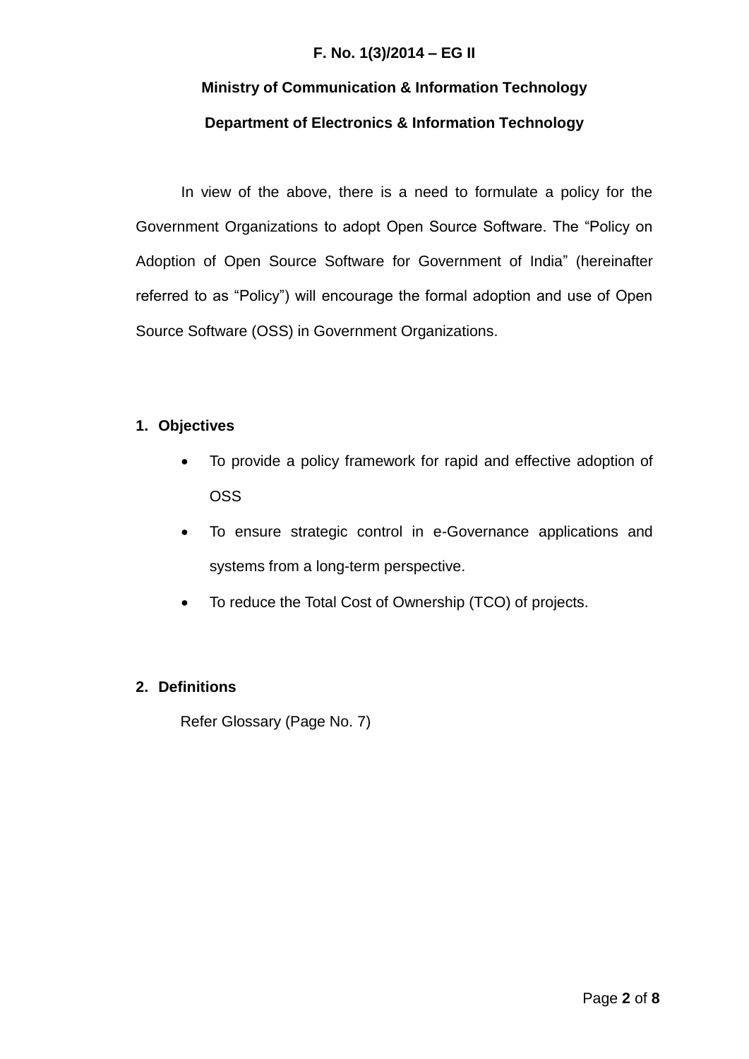**F. No. 1(3)/2014 – EG II**

**Ministry of Communication & Information Technology**

**Department of Electronics & Information Technology**

In view of the above, there is a need to formulate a policy for the Government Organizations to adopt Open Source Software. The "Policy on Adoption of Open Source Software for Government of India" (hereinafter referred to as "Policy") will encourage the formal adoption and use of Open Source Software (OSS) in Government Organizations.

## 1. Objectives

- To provide a policy framework for rapid and effective adoption of OSS
- To ensure strategic control in e-Governance applications and systems from a long-term perspective.
- To reduce the Total Cost of Ownership (TCO) of projects.

## 2. Definitions

Refer Glossary (Page No. 7)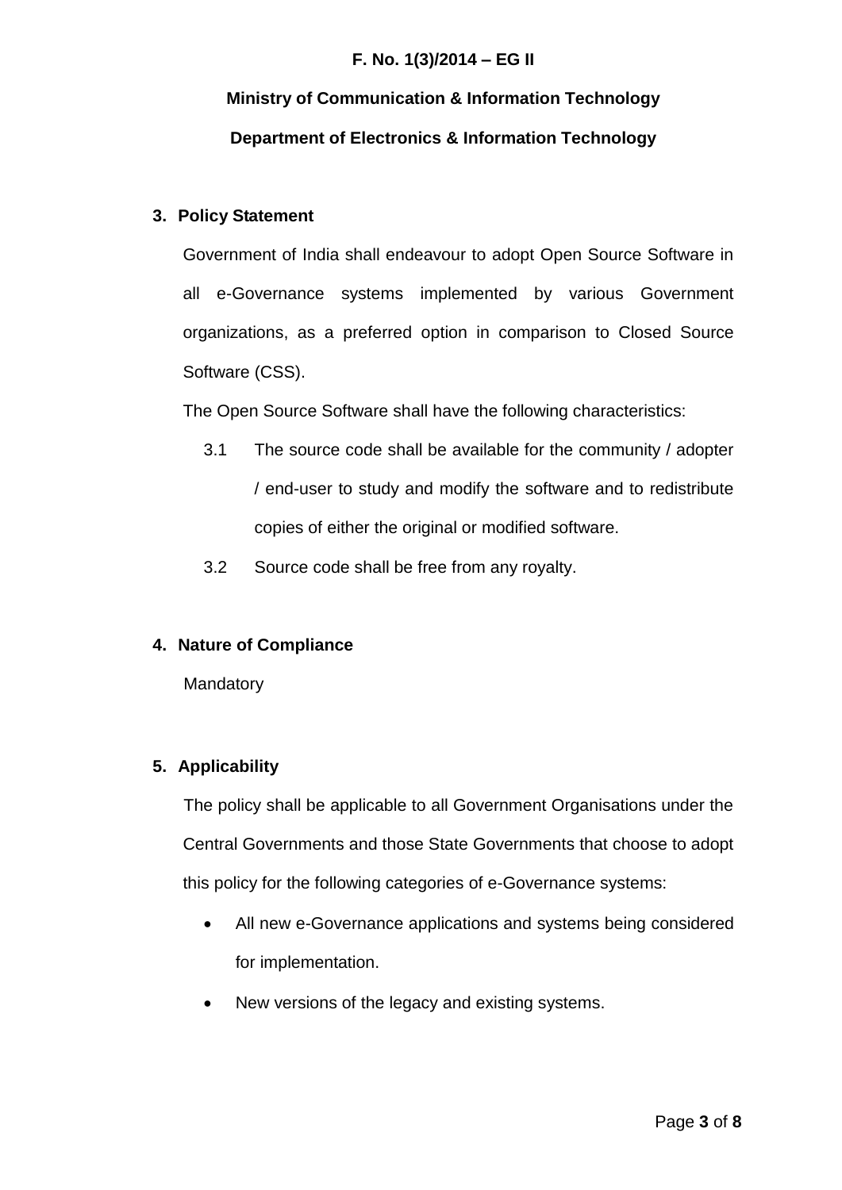**F. No. 1(3)/2014 – EG II**

**Ministry of Communication & Information Technology**

**Department of Electronics & Information Technology**

## 3. Policy Statement

Government of India shall endeavour to adopt Open Source Software in all e-Governance systems implemented by various Government organizations, as a preferred option in comparison to Closed Source Software (CSS).

The Open Source Software shall have the following characteristics:

3.1 The source code shall be available for the community / adopter / end-user to study and modify the software and to redistribute copies of either the original or modified software.

3.2 Source code shall be free from any royalty.

## 4. Nature of Compliance

Mandatory

## 5. Applicability

The policy shall be applicable to all Government Organisations under the Central Governments and those State Governments that choose to adopt this policy for the following categories of e-Governance systems:

- All new e-Governance applications and systems being considered for implementation.
- New versions of the legacy and existing systems.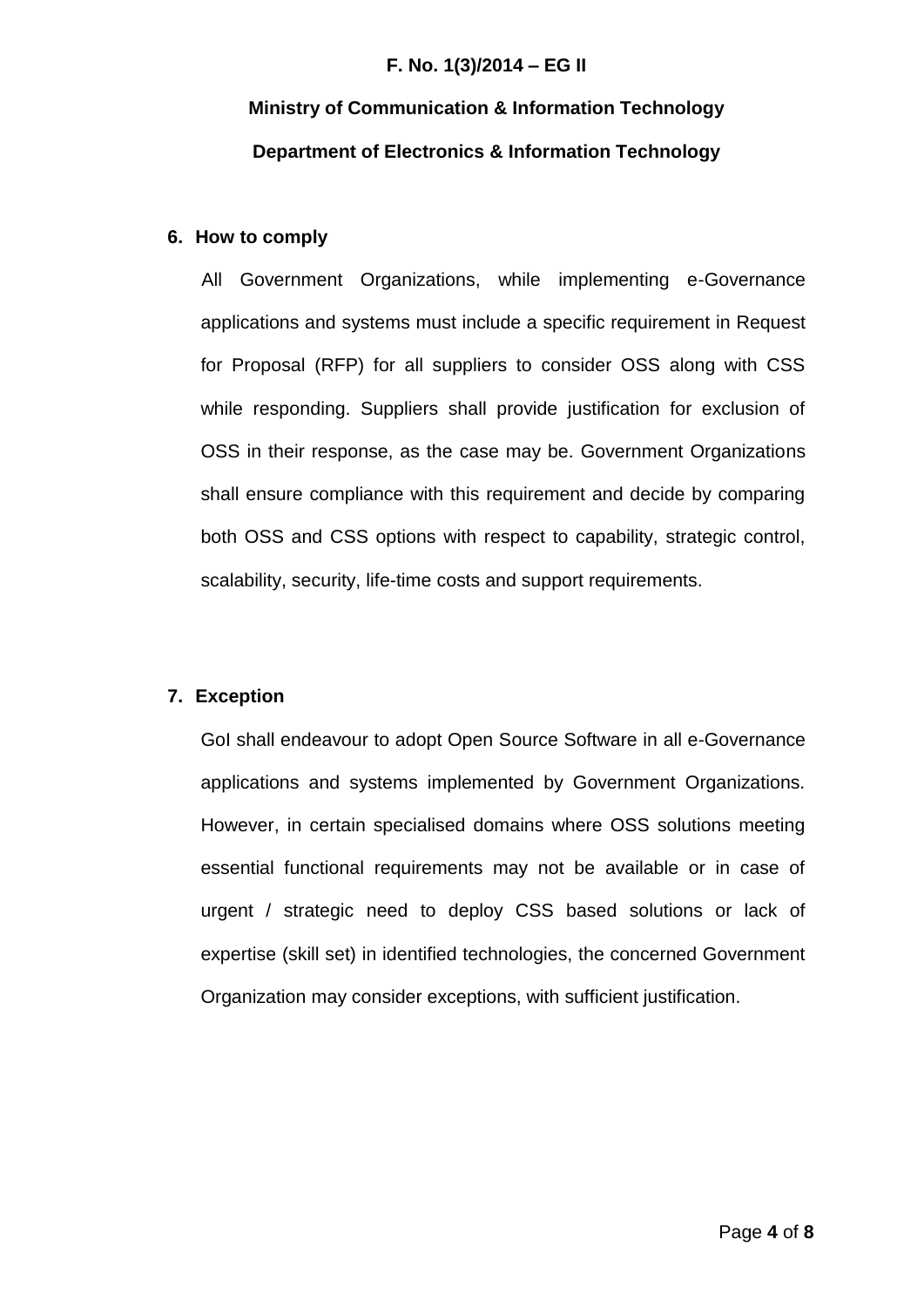## 6. How to comply

All Government Organizations, while implementing e-Governance applications and systems must include a specific requirement in Request for Proposal (RFP) for all suppliers to consider OSS along with CSS while responding. Suppliers shall provide justification for exclusion of OSS in their response, as the case may be. Government Organizations shall ensure compliance with this requirement and decide by comparing both OSS and CSS options with respect to capability, strategic control, scalability, security, life-time costs and support requirements.

## 7. Exception

GoI shall endeavour to adopt Open Source Software in all e-Governance applications and systems implemented by Government Organizations. However, in certain specialised domains where OSS solutions meeting essential functional requirements may not be available or in case of urgent / strategic need to deploy CSS based solutions or lack of expertise (skill set) in identified technologies, the concerned Government Organization may consider exceptions, with sufficient justification.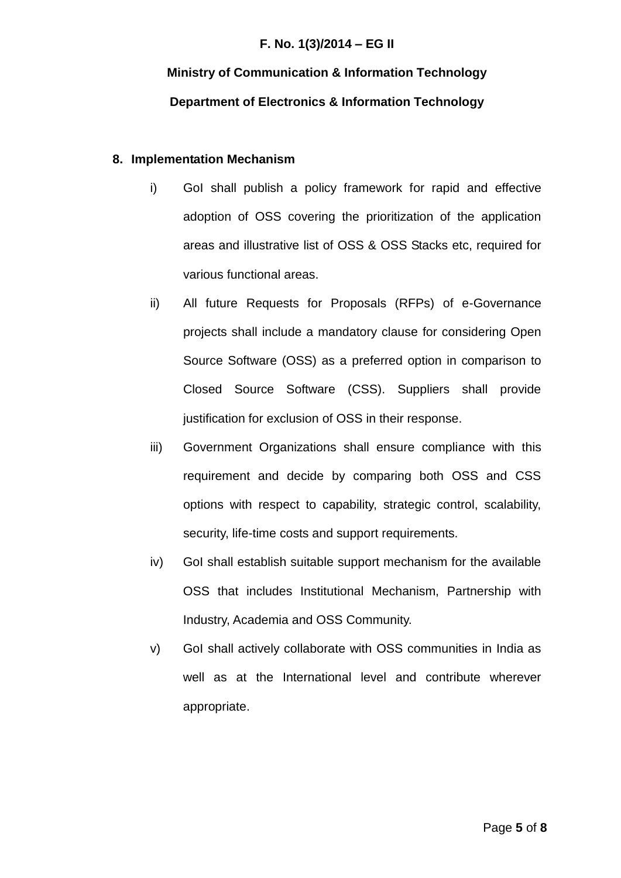## 8. Implementation Mechanism

i) GoI shall publish a policy framework for rapid and effective adoption of OSS covering the prioritization of the application areas and illustrative list of OSS & OSS Stacks etc, required for various functional areas.

ii) All future Requests for Proposals (RFPs) of e-Governance projects shall include a mandatory clause for considering Open Source Software (OSS) as a preferred option in comparison to Closed Source Software (CSS). Suppliers shall provide justification for exclusion of OSS in their response.

iii) Government Organizations shall ensure compliance with this requirement and decide by comparing both OSS and CSS options with respect to capability, strategic control, scalability, security, life-time costs and support requirements.

iv) GoI shall establish suitable support mechanism for the available OSS that includes Institutional Mechanism, Partnership with Industry, Academia and OSS Community.

v) GoI shall actively collaborate with OSS communities in India as well as at the International level and contribute wherever appropriate.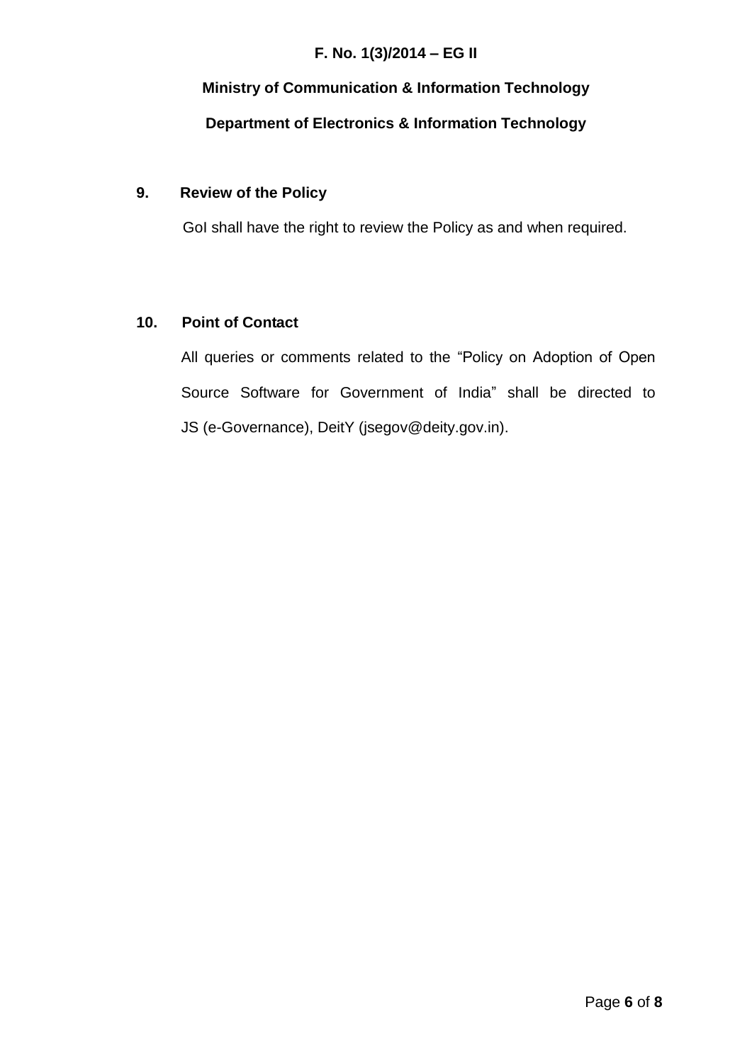## 9. Review of the Policy

GoI shall have the right to review the Policy as and when required.

## 10. Point of Contact

All queries or comments related to the "Policy on Adoption of Open Source Software for Government of India" shall be directed to JS (e-Governance), DeitY (jsegov@deity.gov.in).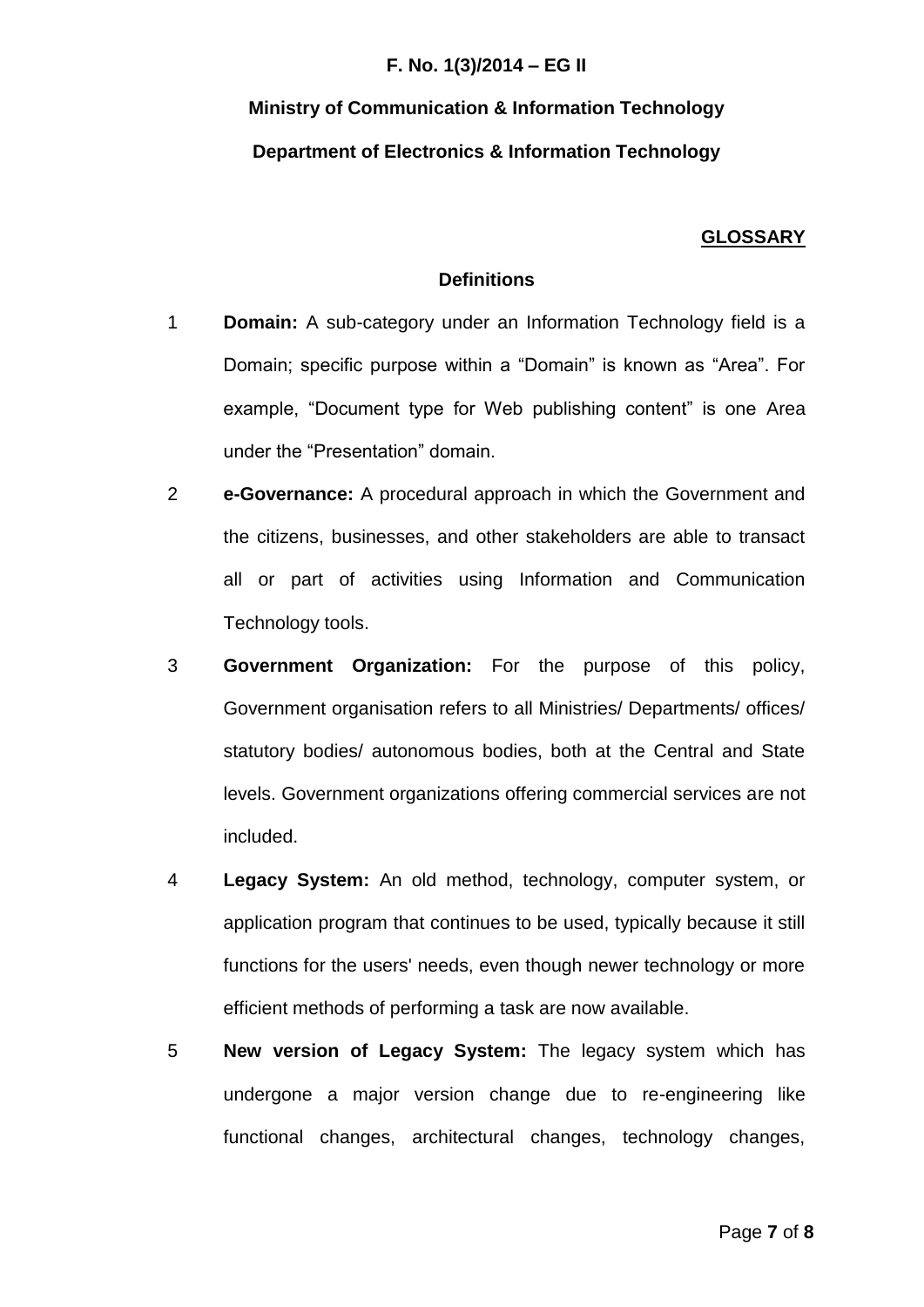**F. No. 1(3)/2014 – EG II**

**Ministry of Communication & Information Technology**

**Department of Electronics & Information Technology**

## GLOSSARY

### Definitions

1. **Domain:** A sub-category under an Information Technology field is a Domain; specific purpose within a "Domain" is known as "Area". For example, "Document type for Web publishing content" is one Area under the "Presentation" domain.
2. **e-Governance:** A procedural approach in which the Government and the citizens, businesses, and other stakeholders are able to transact all or part of activities using Information and Communication Technology tools.
3. **Government Organization:** For the purpose of this policy, Government organisation refers to all Ministries/ Departments/ offices/ statutory bodies/ autonomous bodies, both at the Central and State levels. Government organizations offering commercial services are not included.
4. **Legacy System:** An old method, technology, computer system, or application program that continues to be used, typically because it still functions for the users' needs, even though newer technology or more efficient methods of performing a task are now available.
5. **New version of Legacy System:** The legacy system which has undergone a major version change due to re-engineering like functional changes, architectural changes, technology changes,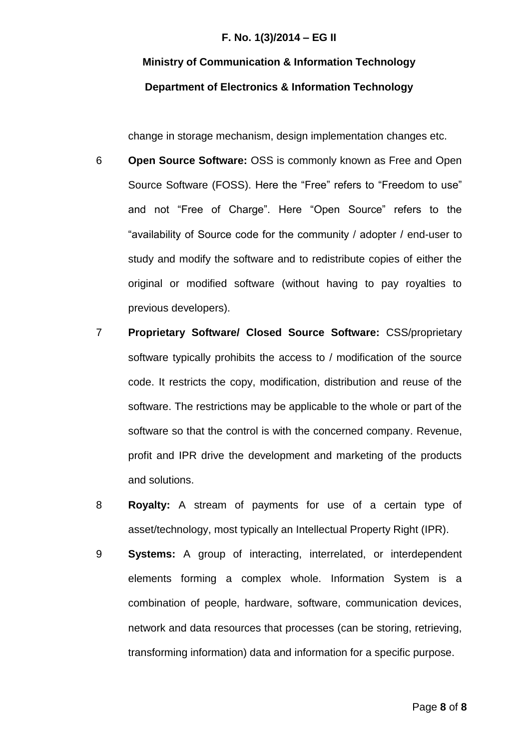change in storage mechanism, design implementation changes etc.

6 **Open Source Software:** OSS is commonly known as Free and Open Source Software (FOSS). Here the "Free" refers to "Freedom to use" and not "Free of Charge". Here "Open Source" refers to the "availability of Source code for the community / adopter / end-user to study and modify the software and to redistribute copies of either the original or modified software (without having to pay royalties to previous developers).

7 **Proprietary Software/ Closed Source Software:** CSS/proprietary software typically prohibits the access to / modification of the source code. It restricts the copy, modification, distribution and reuse of the software. The restrictions may be applicable to the whole or part of the software so that the control is with the concerned company. Revenue, profit and IPR drive the development and marketing of the products and solutions.

8 **Royalty:** A stream of payments for use of a certain type of asset/technology, most typically an Intellectual Property Right (IPR).

9 **Systems:** A group of interacting, interrelated, or interdependent elements forming a complex whole. Information System is a combination of people, hardware, software, communication devices, network and data resources that processes (can be storing, retrieving, transforming information) data and information for a specific purpose.